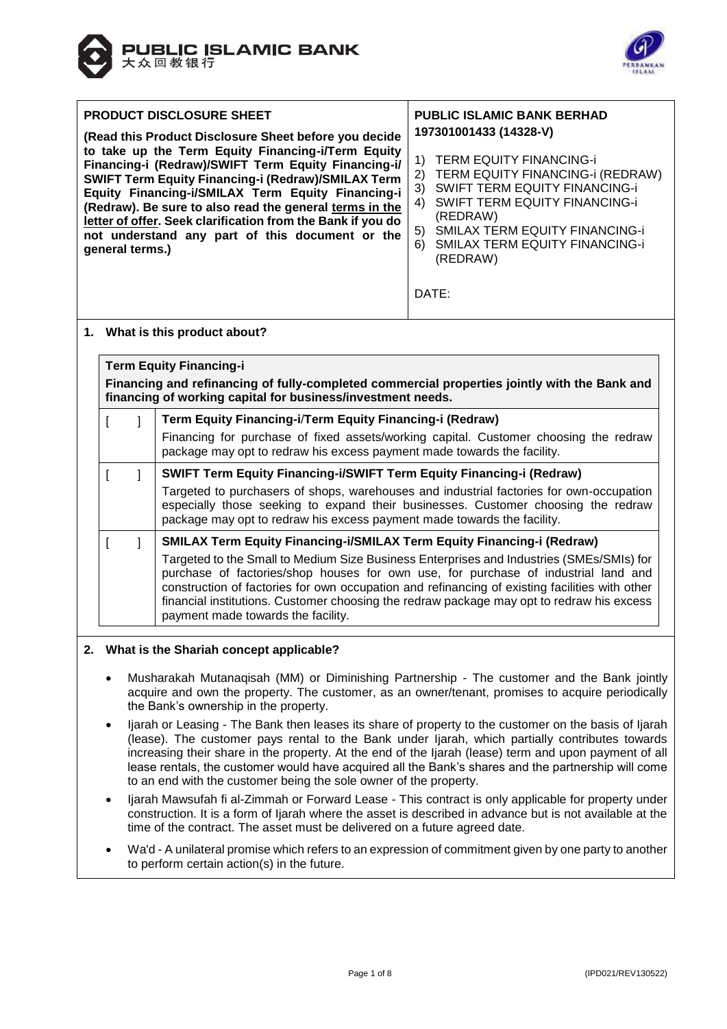**PUBLIC ISLAMIC BANK**
大众回教银行

| **PRODUCT DISCLOSURE SHEET**<br><br>**(Read this Product Disclosure Sheet before you decide to take up the Term Equity Financing-i/Term Equity Financing-i (Redraw)/SWIFT Term Equity Financing-i/ SWIFT Term Equity Financing-i (Redraw)/SMILAX Term Equity Financing-i/SMILAX Term Equity Financing-i (Redraw). Be sure to also read the general terms in the letter of offer. Seek clarification from the Bank if you do not understand any part of this document or the general terms.)** | **PUBLIC ISLAMIC BANK BERHAD 197301001433 (14328-V)**<br><br>1) TERM EQUITY FINANCING-i<br>2) TERM EQUITY FINANCING-i (REDRAW)<br>3) SWIFT TERM EQUITY FINANCING-i<br>4) SWIFT TERM EQUITY FINANCING-i (REDRAW)<br>5) SMILAX TERM EQUITY FINANCING-i<br>6) SMILAX TERM EQUITY FINANCING-i (REDRAW)<br><br>DATE: |
|---|---|

## 1. What is this product about?

**Term Equity Financing-i**

**Financing and refinancing of fully-completed commercial properties jointly with the Bank and financing of working capital for business/investment needs.**

| | |
|---|---|
| [ ] | **Term Equity Financing-i/Term Equity Financing-i (Redraw)**<br>Financing for purchase of fixed assets/working capital. Customer choosing the redraw package may opt to redraw his excess payment made towards the facility. |
| [ ] | **SWIFT Term Equity Financing-i/SWIFT Term Equity Financing-i (Redraw)**<br>Targeted to purchasers of shops, warehouses and industrial factories for own-occupation especially those seeking to expand their businesses. Customer choosing the redraw package may opt to redraw his excess payment made towards the facility. |
| [ ] | **SMILAX Term Equity Financing-i/SMILAX Term Equity Financing-i (Redraw)**<br>Targeted to the Small to Medium Size Business Enterprises and Industries (SMEs/SMIs) for purchase of factories/shop houses for own use, for purchase of industrial land and construction of factories for own occupation and refinancing of existing facilities with other financial institutions. Customer choosing the redraw package may opt to redraw his excess payment made towards the facility. |

## 2. What is the Shariah concept applicable?

- Musharakah Mutanaqisah (MM) or Diminishing Partnership - The customer and the Bank jointly acquire and own the property. The customer, as an owner/tenant, promises to acquire periodically the Bank's ownership in the property.
- Ijarah or Leasing - The Bank then leases its share of property to the customer on the basis of Ijarah (lease). The customer pays rental to the Bank under Ijarah, which partially contributes towards increasing their share in the property. At the end of the Ijarah (lease) term and upon payment of all lease rentals, the customer would have acquired all the Bank's shares and the partnership will come to an end with the customer being the sole owner of the property.
- Ijarah Mawsufah fi al-Zimmah or Forward Lease - This contract is only applicable for property under construction. It is a form of Ijarah where the asset is described in advance but is not available at the time of the contract. The asset must be delivered on a future agreed date.
- Wa'd - A unilateral promise which refers to an expression of commitment given by one party to another to perform certain action(s) in the future.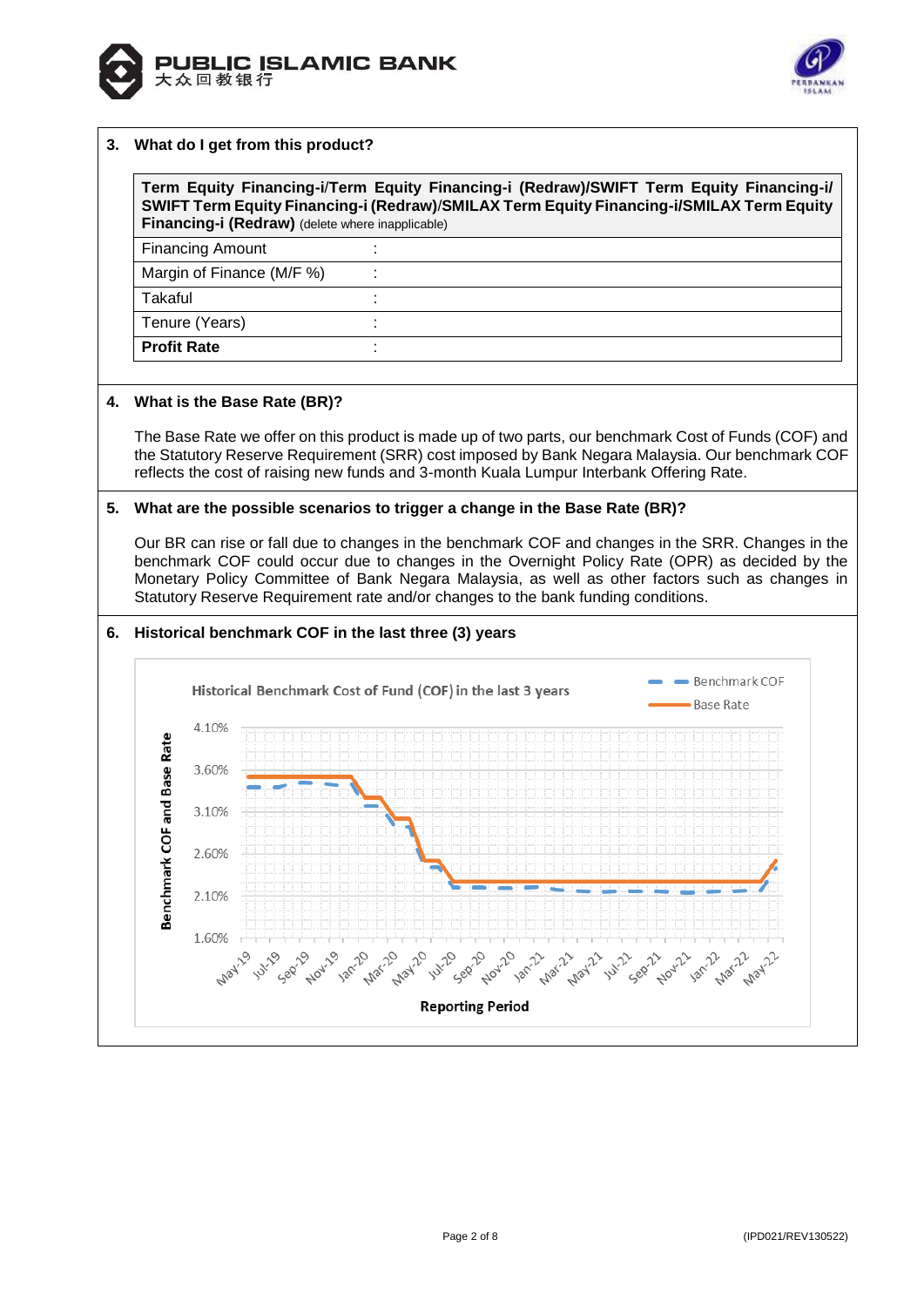**3. What do I get from this product?**

| **Term Equity Financing-i/Term Equity Financing-i (Redraw)/SWIFT Term Equity Financing-i/ SWIFT Term Equity Financing-i (Redraw)/SMILAX Term Equity Financing-i/SMILAX Term Equity Financing-i (Redraw)** (delete where inapplicable) | |
|---|---|
| Financing Amount | : |
| Margin of Finance (M/F %) | : |
| Takaful | : |
| Tenure (Years) | : |
| **Profit Rate** | : |

**4. What is the Base Rate (BR)?**

The Base Rate we offer on this product is made up of two parts, our benchmark Cost of Funds (COF) and the Statutory Reserve Requirement (SRR) cost imposed by Bank Negara Malaysia. Our benchmark COF reflects the cost of raising new funds and 3-month Kuala Lumpur Interbank Offering Rate.

**5. What are the possible scenarios to trigger a change in the Base Rate (BR)?**

Our BR can rise or fall due to changes in the benchmark COF and changes in the SRR. Changes in the benchmark COF could occur due to changes in the Overnight Policy Rate (OPR) as decided by the Monetary Policy Committee of Bank Negara Malaysia, as well as other factors such as changes in Statutory Reserve Requirement rate and/or changes to the bank funding conditions.

**6. Historical benchmark COF in the last three (3) years**

Historical Benchmark Cost of Fund (COF) in the last 3 years

Legend: Benchmark COF; Base Rate

Y-axis: Benchmark COF and Base Rate (1.60%, 2.10%, 2.60%, 3.10%, 3.60%, 4.10%)

X-axis: Reporting Period (May-19, Jul-19, Sep-19, Nov-19, Jan-20, Mar-20, May-20, Jul-20, Sep-20, Nov-20, Jan-21, Mar-21, May-21, Jul-21, Sep-21, Nov-21, Jan-22, Mar-22, May-22)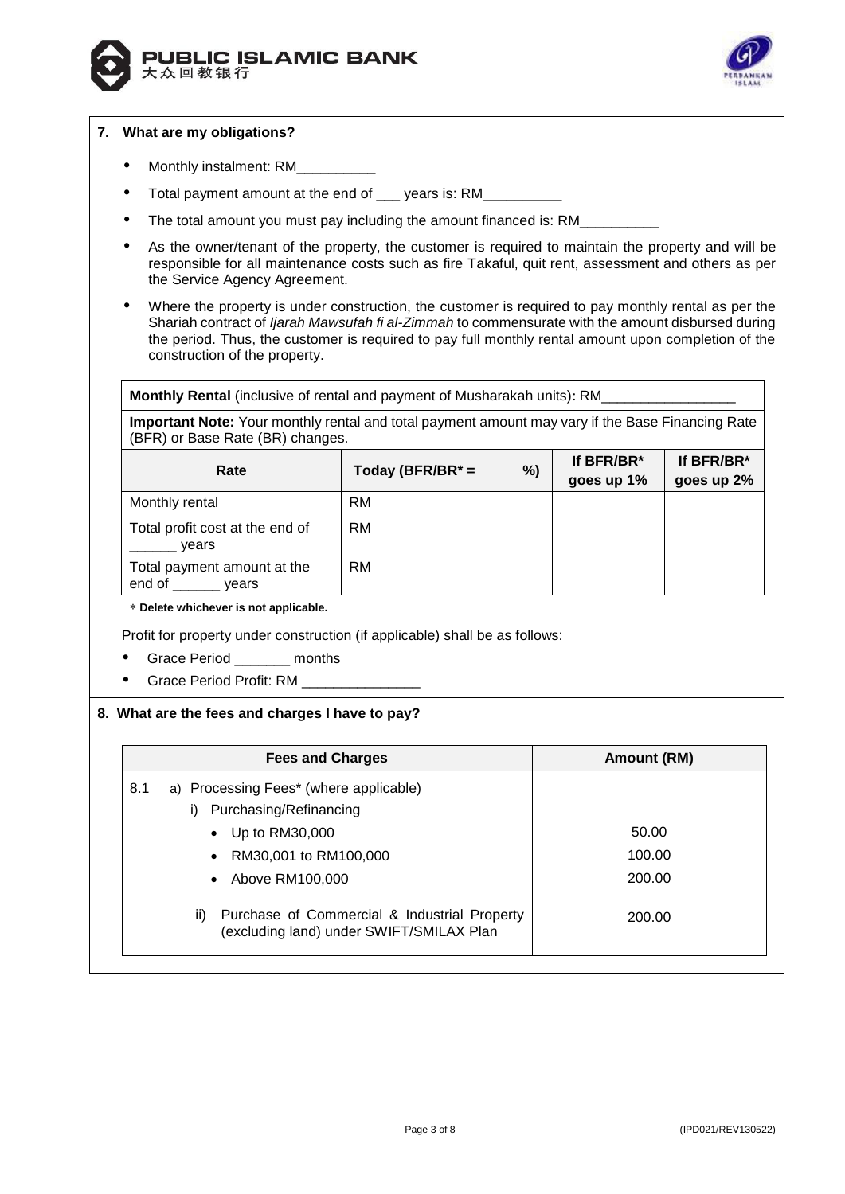## 7. What are my obligations?

- Monthly instalment: RM__________
- Total payment amount at the end of ___ years is: RM__________
- The total amount you must pay including the amount financed is: RM__________
- As the owner/tenant of the property, the customer is required to maintain the property and will be responsible for all maintenance costs such as fire Takaful, quit rent, assessment and others as per the Service Agency Agreement.
- Where the property is under construction, the customer is required to pay monthly rental as per the Shariah contract of *Ijarah Mawsufah fi al-Zimmah* to commensurate with the amount disbursed during the period. Thus, the customer is required to pay full monthly rental amount upon completion of the construction of the property.

**Monthly Rental** (inclusive of rental and payment of Musharakah units): RM_________________

**Important Note:** Your monthly rental and total payment amount may vary if the Base Financing Rate (BFR) or Base Rate (BR) changes.

| Rate | Today (BFR/BR* = %) | If BFR/BR* goes up 1% | If BFR/BR* goes up 2% |
|---|---|---|---|
| Monthly rental | RM | | |
| Total profit cost at the end of ______ years | RM | | |
| Total payment amount at the end of ______ years | RM | | |

∗ **Delete whichever is not applicable.**

Profit for property under construction (if applicable) shall be as follows:

- Grace Period _______ months
- Grace Period Profit: RM _______________

## 8. What are the fees and charges I have to pay?

| Fees and Charges | Amount (RM) |
|---|---|
| 8.1 a) Processing Fees* (where applicable) | |
| i) Purchasing/Refinancing | |
| • Up to RM30,000 | 50.00 |
| • RM30,001 to RM100,000 | 100.00 |
| • Above RM100,000 | 200.00 |
| ii) Purchase of Commercial & Industrial Property (excluding land) under SWIFT/SMILAX Plan | 200.00 |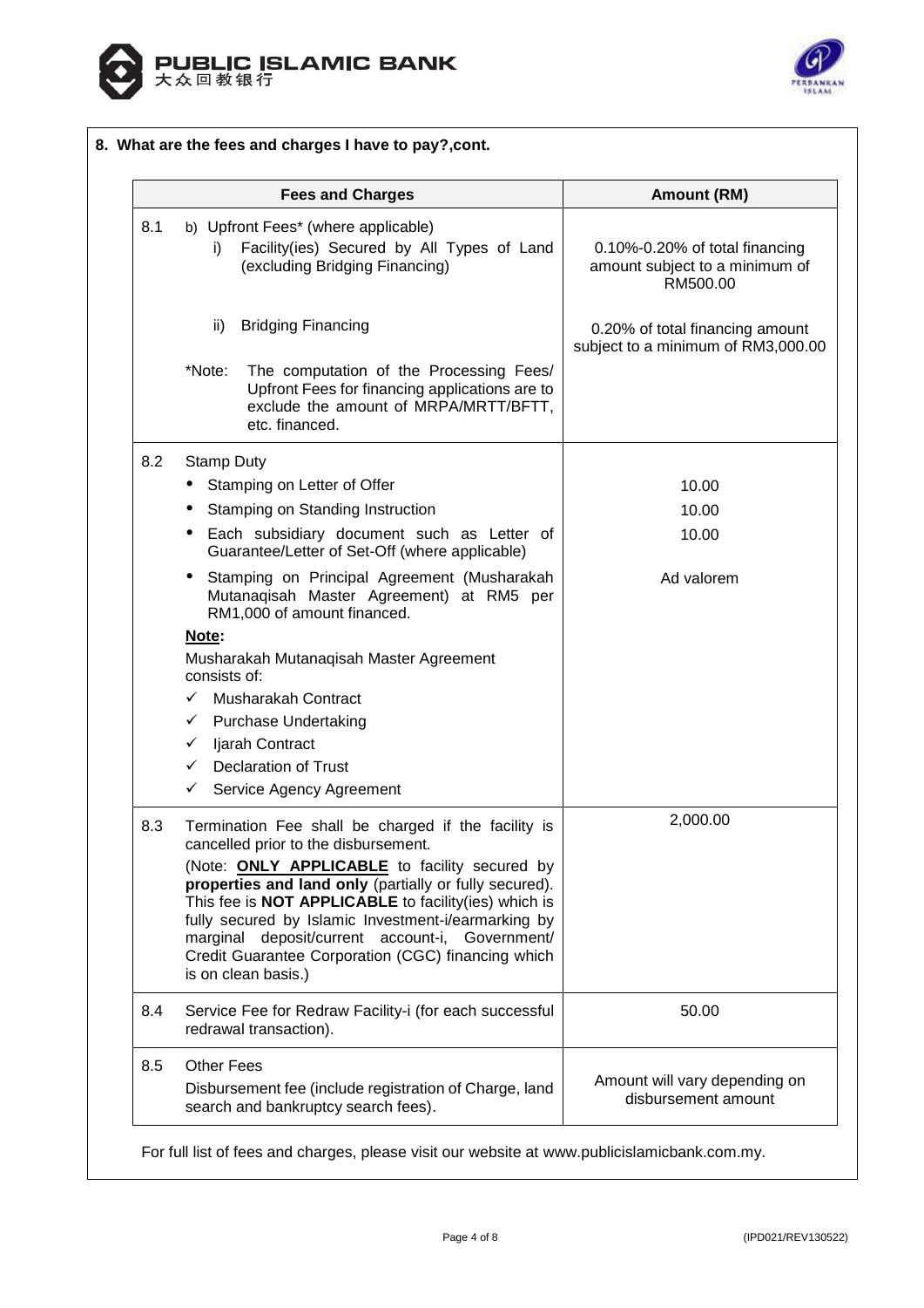**8. What are the fees and charges I have to pay?,cont.**

| | Fees and Charges | Amount (RM) |
|---|---|---|
| 8.1 | b) Upfront Fees* (where applicable)<br>i) Facility(ies) Secured by All Types of Land (excluding Bridging Financing) | 0.10%-0.20% of total financing amount subject to a minimum of RM500.00 |
| | ii) Bridging Financing | 0.20% of total financing amount subject to a minimum of RM3,000.00 |
| | *Note: The computation of the Processing Fees/ Upfront Fees for financing applications are to exclude the amount of MRPA/MRTT/BFTT, etc. financed. | |
| 8.2 | Stamp Duty | |
| | • Stamping on Letter of Offer | 10.00 |
| | • Stamping on Standing Instruction | 10.00 |
| | • Each subsidiary document such as Letter of Guarantee/Letter of Set-Off (where applicable) | 10.00 |
| | • Stamping on Principal Agreement (Musharakah Mutanaqisah Master Agreement) at RM5 per RM1,000 of amount financed. | Ad valorem |
| | **Note:**<br>Musharakah Mutanaqisah Master Agreement consists of:<br>✓ Musharakah Contract<br>✓ Purchase Undertaking<br>✓ Ijarah Contract<br>✓ Declaration of Trust<br>✓ Service Agency Agreement | |
| 8.3 | Termination Fee shall be charged if the facility is cancelled prior to the disbursement.<br>(Note: **ONLY APPLICABLE** to facility secured by **properties and land only** (partially or fully secured). This fee is **NOT APPLICABLE** to facility(ies) which is fully secured by Islamic Investment-i/earmarking by marginal deposit/current account-i, Government/ Credit Guarantee Corporation (CGC) financing which is on clean basis.) | 2,000.00 |
| 8.4 | Service Fee for Redraw Facility-i (for each successful redrawal transaction). | 50.00 |
| 8.5 | Other Fees<br>Disbursement fee (include registration of Charge, land search and bankruptcy search fees). | Amount will vary depending on disbursement amount |

For full list of fees and charges, please visit our website at www.publicislamicbank.com.my.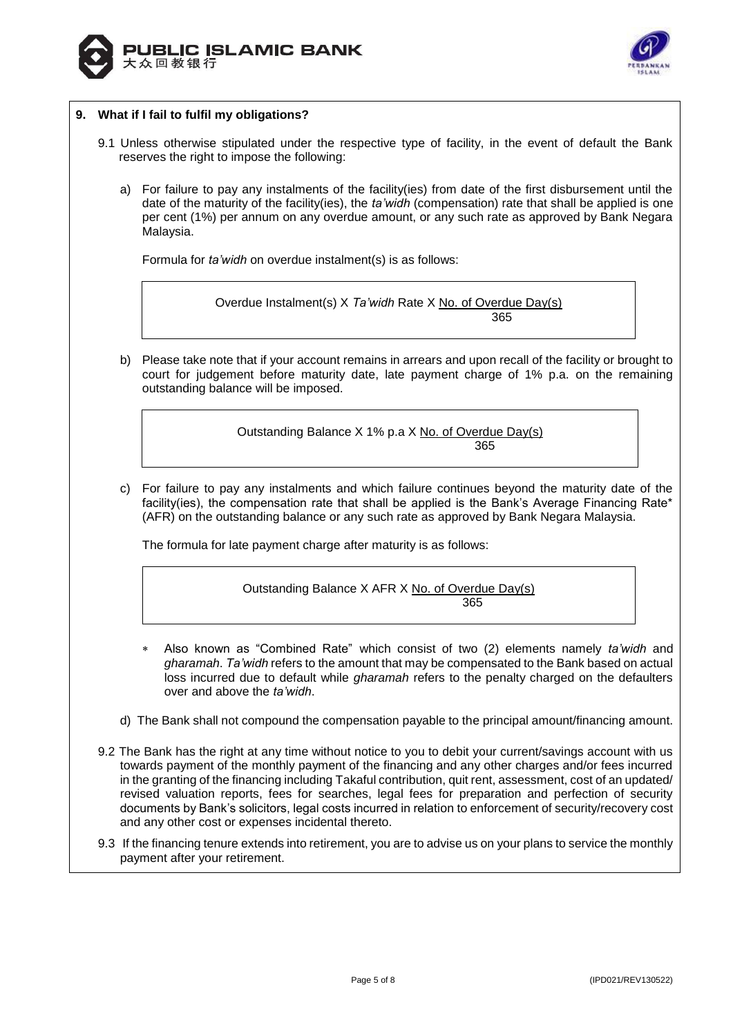## 9. What if I fail to fulfil my obligations?

9.1 Unless otherwise stipulated under the respective type of facility, in the event of default the Bank reserves the right to impose the following:

a) For failure to pay any instalments of the facility(ies) from date of the first disbursement until the date of the maturity of the facility(ies), the *ta'widh* (compensation) rate that shall be applied is one per cent (1%) per annum on any overdue amount, or any such rate as approved by Bank Negara Malaysia.

Formula for *ta'widh* on overdue instalment(s) is as follows:

$$\text{Overdue Instalment(s)} \times \textit{Ta'widh} \text{ Rate} \times \frac{\text{No. of Overdue Day(s)}}{365}$$

b) Please take note that if your account remains in arrears and upon recall of the facility or brought to court for judgement before maturity date, late payment charge of 1% p.a. on the remaining outstanding balance will be imposed.

$$\text{Outstanding Balance} \times 1\% \text{ p.a} \times \frac{\text{No. of Overdue Day(s)}}{365}$$

c) For failure to pay any instalments and which failure continues beyond the maturity date of the facility(ies), the compensation rate that shall be applied is the Bank's Average Financing Rate* (AFR) on the outstanding balance or any such rate as approved by Bank Negara Malaysia.

The formula for late payment charge after maturity is as follows:

$$\text{Outstanding Balance} \times \text{AFR} \times \frac{\text{No. of Overdue Day(s)}}{365}$$

* Also known as "Combined Rate" which consist of two (2) elements namely *ta'widh* and *gharamah*. *Ta'widh* refers to the amount that may be compensated to the Bank based on actual loss incurred due to default while *gharamah* refers to the penalty charged on the defaulters over and above the *ta'widh*.

d) The Bank shall not compound the compensation payable to the principal amount/financing amount.

9.2 The Bank has the right at any time without notice to you to debit your current/savings account with us towards payment of the monthly payment of the financing and any other charges and/or fees incurred in the granting of the financing including Takaful contribution, quit rent, assessment, cost of an updated/ revised valuation reports, fees for searches, legal fees for preparation and perfection of security documents by Bank's solicitors, legal costs incurred in relation to enforcement of security/recovery cost and any other cost or expenses incidental thereto.

9.3 If the financing tenure extends into retirement, you are to advise us on your plans to service the monthly payment after your retirement.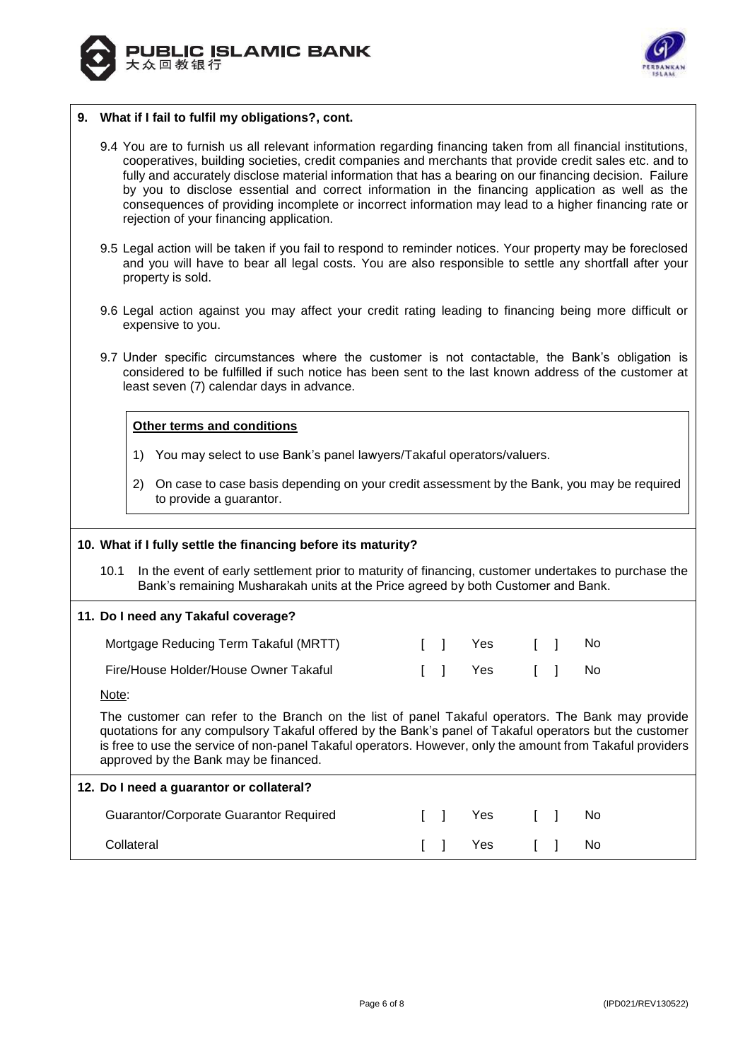## 9. What if I fail to fulfil my obligations?, cont.

9.4 You are to furnish us all relevant information regarding financing taken from all financial institutions, cooperatives, building societies, credit companies and merchants that provide credit sales etc. and to fully and accurately disclose material information that has a bearing on our financing decision. Failure by you to disclose essential and correct information in the financing application as well as the consequences of providing incomplete or incorrect information may lead to a higher financing rate or rejection of your financing application.

9.5 Legal action will be taken if you fail to respond to reminder notices. Your property may be foreclosed and you will have to bear all legal costs. You are also responsible to settle any shortfall after your property is sold.

9.6 Legal action against you may affect your credit rating leading to financing being more difficult or expensive to you.

9.7 Under specific circumstances where the customer is not contactable, the Bank's obligation is considered to be fulfilled if such notice has been sent to the last known address of the customer at least seven (7) calendar days in advance.

**Other terms and conditions**

1) You may select to use Bank's panel lawyers/Takaful operators/valuers.

2) On case to case basis depending on your credit assessment by the Bank, you may be required to provide a guarantor.

## 10. What if I fully settle the financing before its maturity?

10.1 In the event of early settlement prior to maturity of financing, customer undertakes to purchase the Bank's remaining Musharakah units at the Price agreed by both Customer and Bank.

## 11. Do I need any Takaful coverage?

| | | |
|---|---|---|
| Mortgage Reducing Term Takaful (MRTT) | [ ] Yes | [ ] No |
| Fire/House Holder/House Owner Takaful | [ ] Yes | [ ] No |

Note:

The customer can refer to the Branch on the list of panel Takaful operators. The Bank may provide quotations for any compulsory Takaful offered by the Bank's panel of Takaful operators but the customer is free to use the service of non-panel Takaful operators. However, only the amount from Takaful providers approved by the Bank may be financed.

## 12. Do I need a guarantor or collateral?

| | | |
|---|---|---|
| Guarantor/Corporate Guarantor Required | [ ] Yes | [ ] No |
| Collateral | [ ] Yes | [ ] No |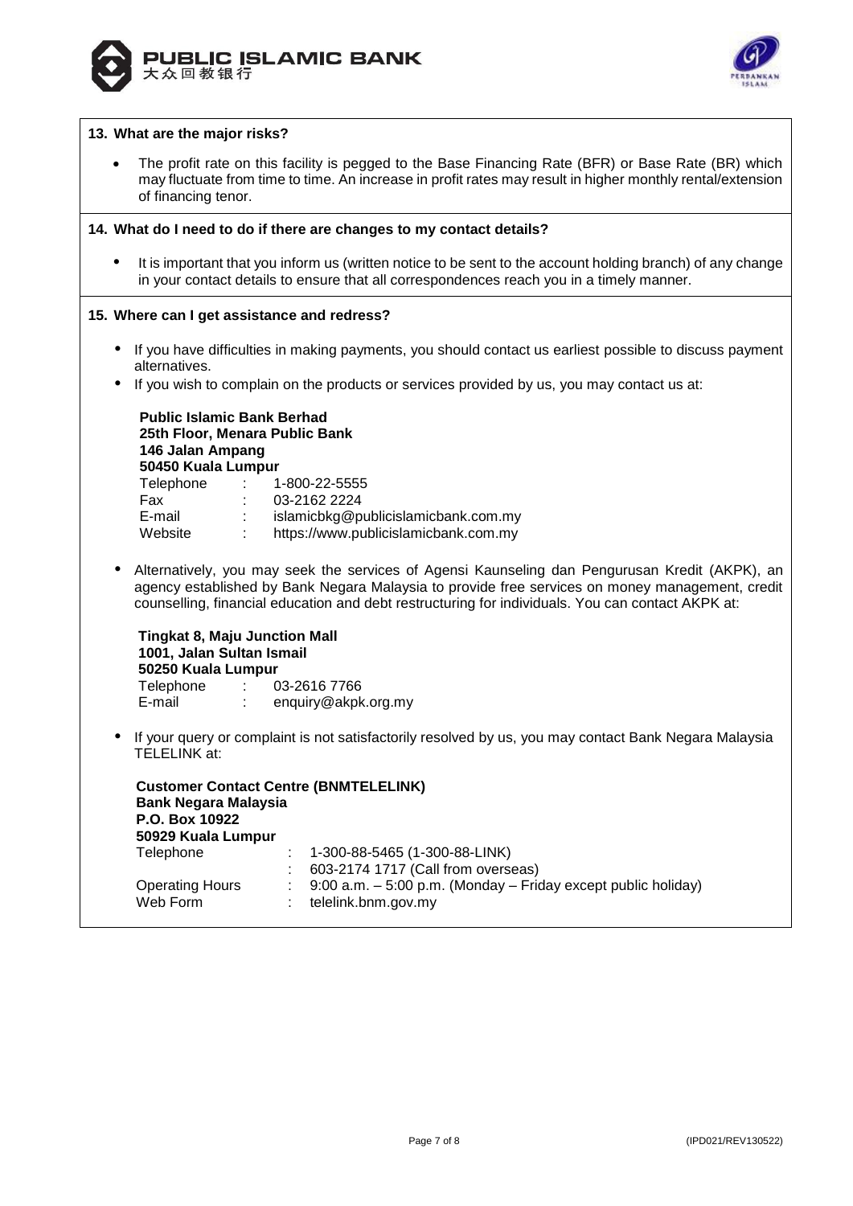### 13. What are the major risks?

- The profit rate on this facility is pegged to the Base Financing Rate (BFR) or Base Rate (BR) which may fluctuate from time to time. An increase in profit rates may result in higher monthly rental/extension of financing tenor.

### 14. What do I need to do if there are changes to my contact details?

- It is important that you inform us (written notice to be sent to the account holding branch) of any change in your contact details to ensure that all correspondences reach you in a timely manner.

### 15. Where can I get assistance and redress?

- If you have difficulties in making payments, you should contact us earliest possible to discuss payment alternatives.
- If you wish to complain on the products or services provided by us, you may contact us at:

**Public Islamic Bank Berhad**
**25th Floor, Menara Public Bank**
**146 Jalan Ampang**
**50450 Kuala Lumpur**

| | | |
|---|---|---|
| Telephone | : | 1-800-22-5555 |
| Fax | : | 03-2162 2224 |
| E-mail | : | islamicbkg@publicislamicbank.com.my |
| Website | : | https://www.publicislamicbank.com.my |

- Alternatively, you may seek the services of Agensi Kaunseling dan Pengurusan Kredit (AKPK), an agency established by Bank Negara Malaysia to provide free services on money management, credit counselling, financial education and debt restructuring for individuals. You can contact AKPK at:

**Tingkat 8, Maju Junction Mall**
**1001, Jalan Sultan Ismail**
**50250 Kuala Lumpur**

| | | |
|---|---|---|
| Telephone | : | 03-2616 7766 |
| E-mail | : | enquiry@akpk.org.my |

- If your query or complaint is not satisfactorily resolved by us, you may contact Bank Negara Malaysia TELELINK at:

**Customer Contact Centre (BNMTELELINK)**
**Bank Negara Malaysia**
**P.O. Box 10922**
**50929 Kuala Lumpur**

| | | |
|---|---|---|
| Telephone | : | 1-300-88-5465 (1-300-88-LINK) |
| | : | 603-2174 1717 (Call from overseas) |
| Operating Hours | : | 9:00 a.m. – 5:00 p.m. (Monday – Friday except public holiday) |
| Web Form | : | telelink.bnm.gov.my |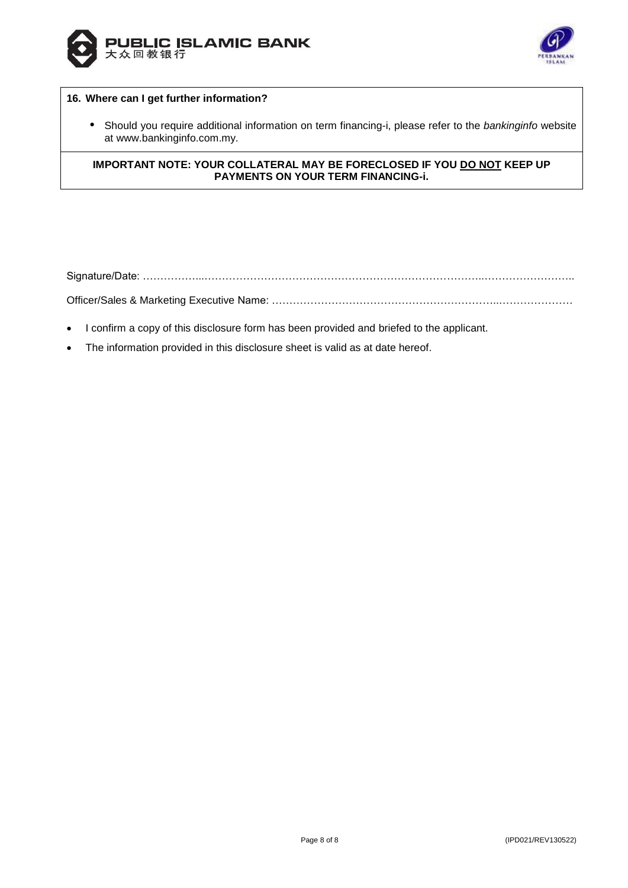**16. Where can I get further information?**

- Should you require additional information on term financing-i, please refer to the *bankinginfo* website at www.bankinginfo.com.my.

**IMPORTANT NOTE: YOUR COLLATERAL MAY BE FORECLOSED IF YOU <u>DO NOT</u> KEEP UP PAYMENTS ON YOUR TERM FINANCING-i.**

Signature/Date: ……………..………………………………………………………………..……………………..

Officer/Sales & Marketing Executive Name: ………………………………………………………..…………………

- I confirm a copy of this disclosure form has been provided and briefed to the applicant.
- The information provided in this disclosure sheet is valid as at date hereof.

(IPD021/REV130522)